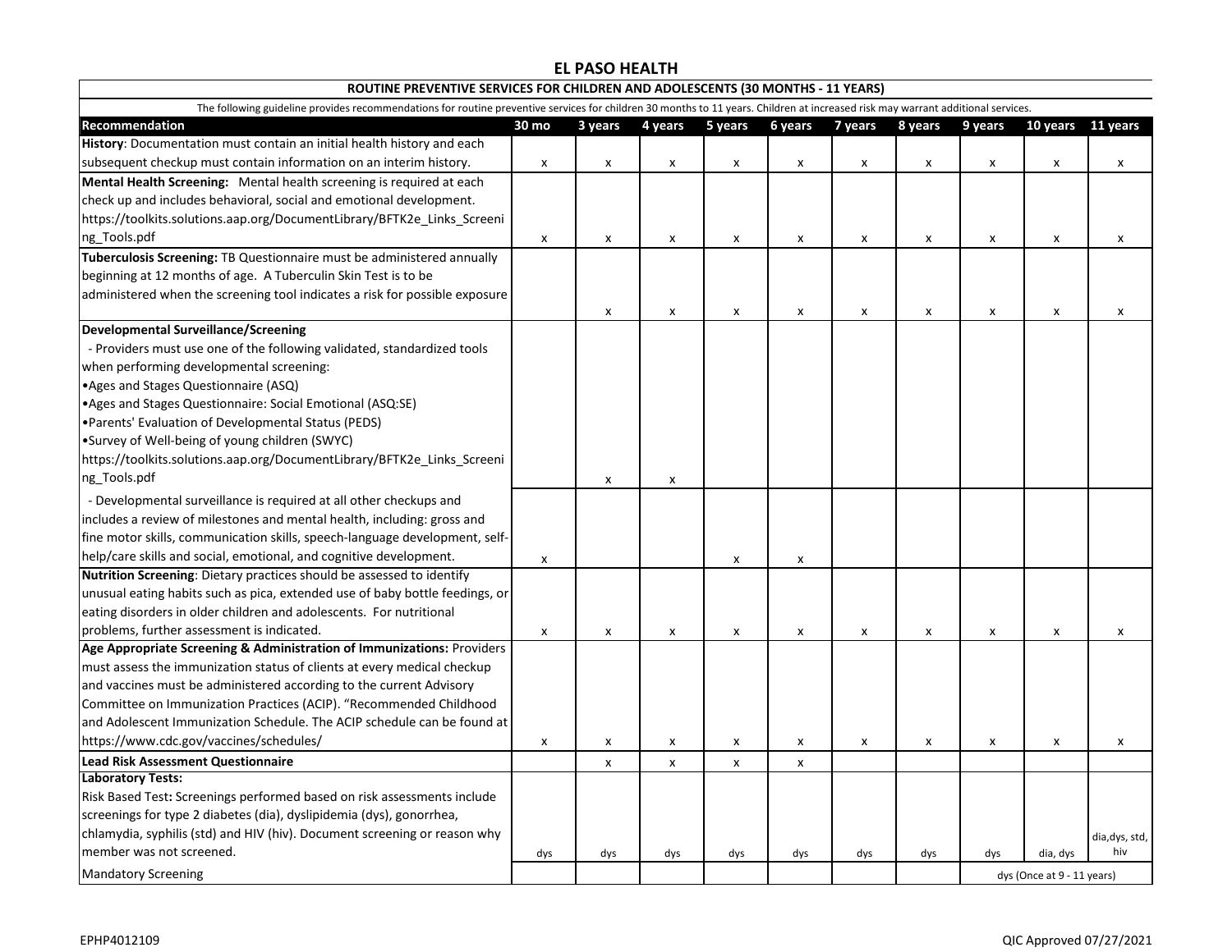# EL PASO HEALTH

## ROUTINE PREVENTIVE SERVICES FOR CHILDREN AND ADOLESCENTS (30 MONTHS - 11 YEARS)

The following guideline provides recommendations for routine preventive services for children 30 months to 11 years. Children at increased risk may warrant additional services.

| Recommendation | 30 mo | 3 years | 4 years | 5 years | 6 years | 7 years | 8 years | 9 years | 10 years | 11 years |
|---|---|---|---|---|---|---|---|---|---|---|
| **History**: Documentation must contain an initial health history and each subsequent checkup must contain information on an interim history. | x | x | x | x | x | x | x | x | x | x |
| **Mental Health Screening:** Mental health screening is required at each check up and includes behavioral, social and emotional development. https://toolkits.solutions.aap.org/DocumentLibrary/BFTK2e_Links_Screening_Tools.pdf | x | x | x | x | x | x | x | x | x | x |
| **Tuberculosis Screening:** TB Questionnaire must be administered annually beginning at 12 months of age. A Tuberculin Skin Test is to be administered when the screening tool indicates a risk for possible exposure | | x | x | x | x | x | x | x | x | x |
| **Developmental Surveillance/Screening**<br>- Providers must use one of the following validated, standardized tools when performing developmental screening:<br>•Ages and Stages Questionnaire (ASQ)<br>•Ages and Stages Questionnaire: Social Emotional (ASQ:SE)<br>•Parents' Evaluation of Developmental Status (PEDS)<br>•Survey of Well-being of young children (SWYC)<br>https://toolkits.solutions.aap.org/DocumentLibrary/BFTK2e_Links_Screening_Tools.pdf | | x | x | | | | | | | |
| - Developmental surveillance is required at all other checkups and includes a review of milestones and mental health, including: gross and fine motor skills, communication skills, speech-language development, self-help/care skills and social, emotional, and cognitive development. | x | | | x | x | | | | | |
| **Nutrition Screening**: Dietary practices should be assessed to identify unusual eating habits such as pica, extended use of baby bottle feedings, or eating disorders in older children and adolescents. For nutritional problems, further assessment is indicated. | x | x | x | x | x | x | x | x | x | x |
| **Age Appropriate Screening & Administration of Immunizations:** Providers must assess the immunization status of clients at every medical checkup and vaccines must be administered according to the current Advisory Committee on Immunization Practices (ACIP). "Recommended Childhood and Adolescent Immunization Schedule. The ACIP schedule can be found at https://www.cdc.gov/vaccines/schedules/ | x | x | x | x | x | x | x | x | x | x |
| **Lead Risk Assessment Questionnaire** | | x | x | x | x | | | | | |
| **Laboratory Tests:**<br>Risk Based Test**:** Screenings performed based on risk assessments include screenings for type 2 diabetes (dia), dyslipidemia (dys), gonorrhea, chlamydia, syphilis (std) and HIV (hiv). Document screening or reason why member was not screened. | dys | dys | dys | dys | dys | dys | dys | dys | dia, dys | dia,dys, std, hiv |
| Mandatory Screening | | | | | | | | dys (Once at 9 - 11 years) | | |

EPHP4012109

QIC Approved 07/27/2021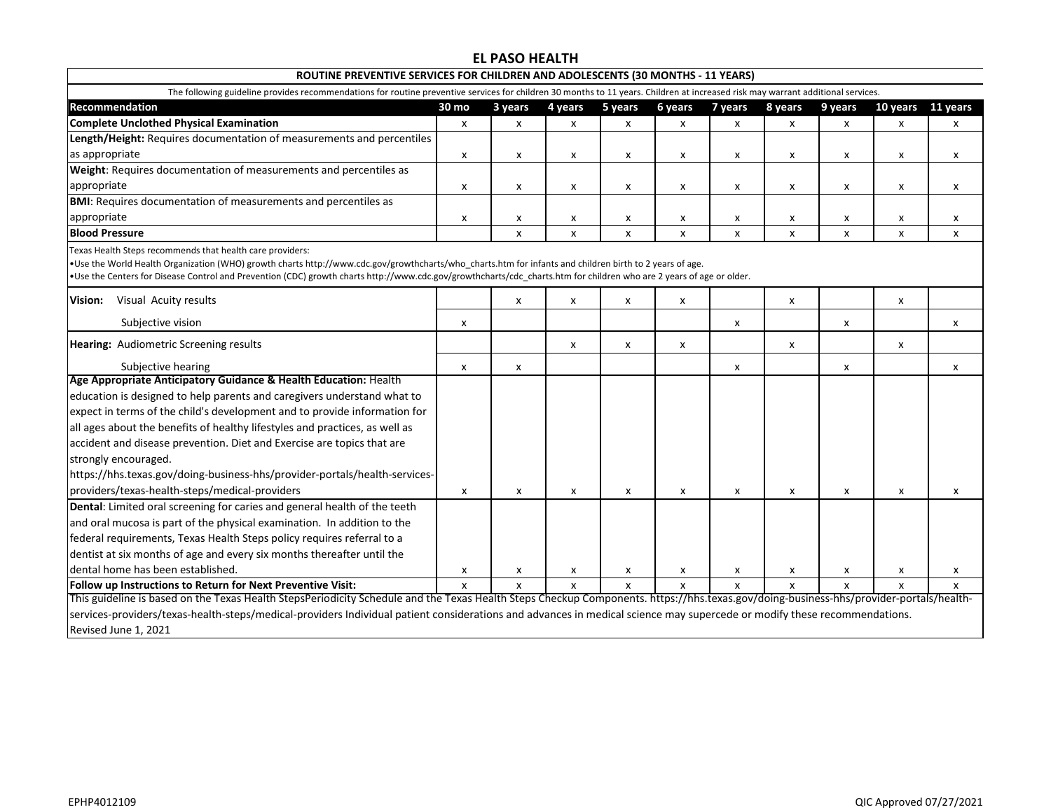# EL PASO HEALTH

## ROUTINE PREVENTIVE SERVICES FOR CHILDREN AND ADOLESCENTS (30 MONTHS - 11 YEARS)

The following guideline provides recommendations for routine preventive services for children 30 months to 11 years. Children at increased risk may warrant additional services.

| Recommendation | 30 mo | 3 years | 4 years | 5 years | 6 years | 7 years | 8 years | 9 years | 10 years | 11 years |
|---|---|---|---|---|---|---|---|---|---|---|
| **Complete Unclothed Physical Examination** | x | x | x | x | x | x | x | x | x | x |
| **Length/Height:** Requires documentation of measurements and percentiles as appropriate | x | x | x | x | x | x | x | x | x | x |
| **Weight**: Requires documentation of measurements and percentiles as appropriate | x | x | x | x | x | x | x | x | x | x |
| **BMI**: Requires documentation of measurements and percentiles as appropriate | x | x | x | x | x | x | x | x | x | x |
| **Blood Pressure** | | x | x | x | x | x | x | x | x | x |
| Texas Health Steps recommends that health care providers:<br>•Use the World Health Organization (WHO) growth charts http://www.cdc.gov/growthcharts/who_charts.htm for infants and children birth to 2 years of age.<br>•Use the Centers for Disease Control and Prevention (CDC) growth charts http://www.cdc.gov/growthcharts/cdc_charts.htm for children who are 2 years of age or older. | | | | | | | | | | |
| **Vision:** Visual Acuity results | | x | x | x | x | | x | | x | |
| Subjective vision | x | | | | | x | | x | | x |
| **Hearing:** Audiometric Screening results | | | x | x | x | | x | | x | |
| Subjective hearing | x | x | | | | x | | x | | x |
| **Age Appropriate Anticipatory Guidance & Health Education:** Health education is designed to help parents and caregivers understand what to expect in terms of the child's development and to provide information for all ages about the benefits of healthy lifestyles and practices, as well as accident and disease prevention. Diet and Exercise are topics that are strongly encouraged. https://hhs.texas.gov/doing-business-hhs/provider-portals/health-services-providers/texas-health-steps/medical-providers | x | x | x | x | x | x | x | x | x | x |
| **Dental**: Limited oral screening for caries and general health of the teeth and oral mucosa is part of the physical examination. In addition to the federal requirements, Texas Health Steps policy requires referral to a dentist at six months of age and every six months thereafter until the dental home has been established. | x | x | x | x | x | x | x | x | x | x |
| **Follow up Instructions to Return for Next Preventive Visit:** | x | x | x | x | x | x | x | x | x | x |

This guideline is based on the Texas Health StepsPeriodicity Schedule and the Texas Health Steps Checkup Components. https://hhs.texas.gov/doing-business-hhs/provider-portals/health-services-providers/texas-health-steps/medical-providers Individual patient considerations and advances in medical science may supercede or modify these recommendations.

Revised June 1, 2021

EPHP4012109

QIC Approved 07/27/2021